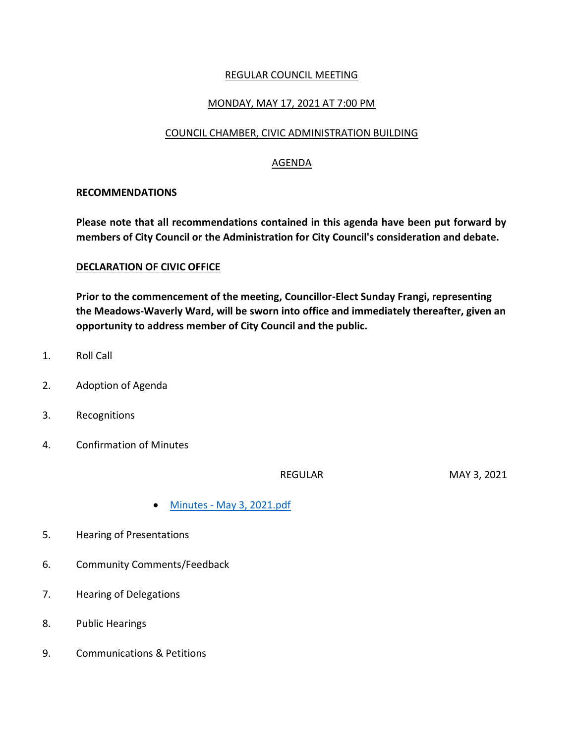# REGULAR COUNCIL MEETING

## MONDAY, MAY 17, 2021 AT 7:00 PM

## COUNCIL CHAMBER, CIVIC ADMINISTRATION BUILDING

## AGENDA

**RECOMMENDATIONS**

**Please note that all recommendations contained in this agenda have been put forward by members of City Council or the Administration for City Council's consideration and debate.**

**DECLARATION OF CIVIC OFFICE**

**Prior to the commencement of the meeting, Councillor-Elect Sunday Frangi, representing the Meadows-Waverly Ward, will be sworn into office and immediately thereafter, given an opportunity to address member of City Council and the public.**

1. Roll Call

2. Adoption of Agenda

3. Recognitions

4. Confirmation of Minutes

   REGULAR MAY 3, 2021

   - [Minutes - May 3, 2021.pdf]

5. Hearing of Presentations

6. Community Comments/Feedback

7. Hearing of Delegations

8. Public Hearings

9. Communications & Petitions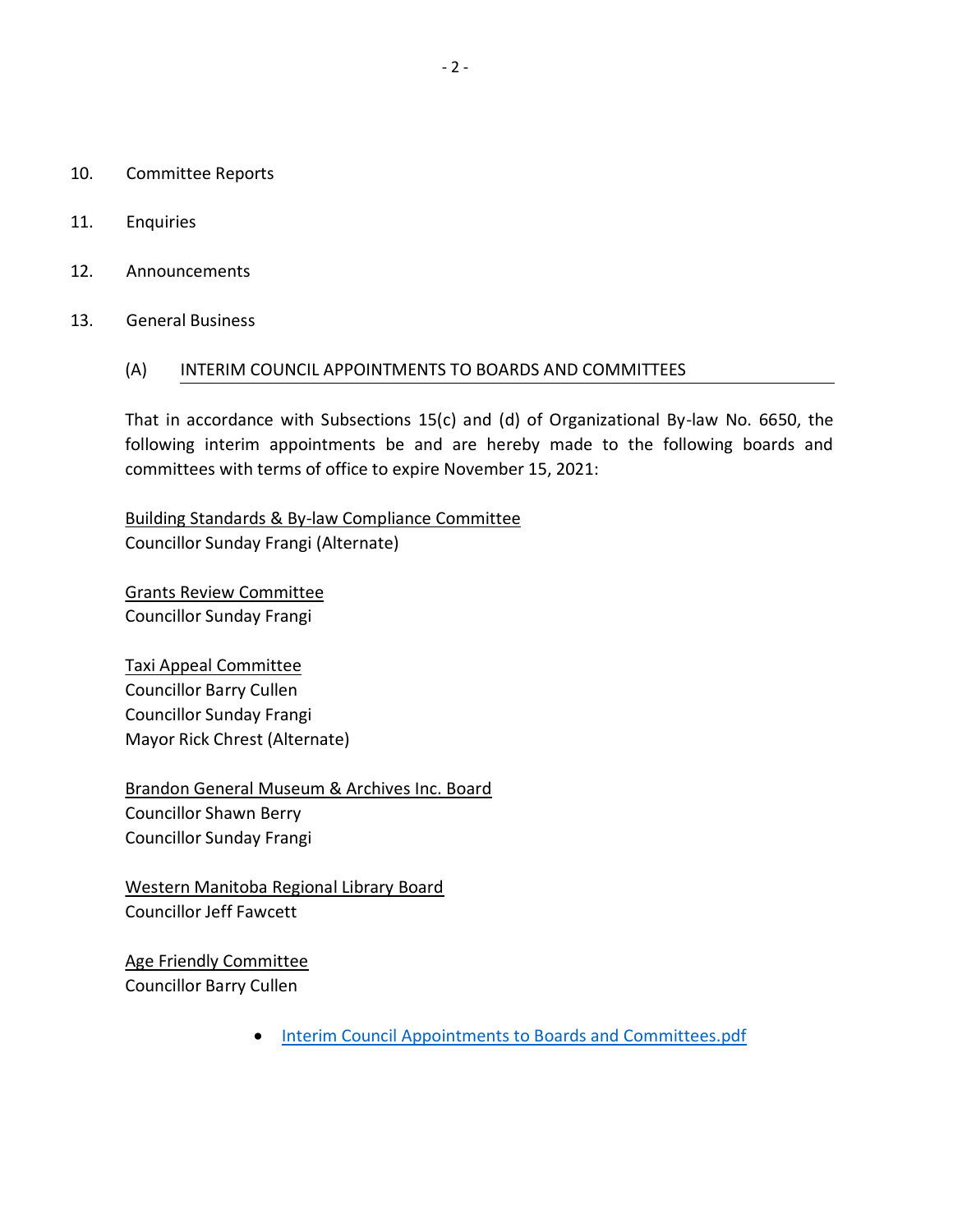10. Committee Reports

11. Enquiries

12. Announcements

13. General Business

### (A) INTERIM COUNCIL APPOINTMENTS TO BOARDS AND COMMITTEES

That in accordance with Subsections 15(c) and (d) of Organizational By-law No. 6650, the following interim appointments be and are hereby made to the following boards and committees with terms of office to expire November 15, 2021:

Building Standards & By-law Compliance Committee
Councillor Sunday Frangi (Alternate)

Grants Review Committee
Councillor Sunday Frangi

Taxi Appeal Committee
Councillor Barry Cullen
Councillor Sunday Frangi
Mayor Rick Chrest (Alternate)

Brandon General Museum & Archives Inc. Board
Councillor Shawn Berry
Councillor Sunday Frangi

Western Manitoba Regional Library Board
Councillor Jeff Fawcett

Age Friendly Committee
Councillor Barry Cullen

- Interim Council Appointments to Boards and Committees.pdf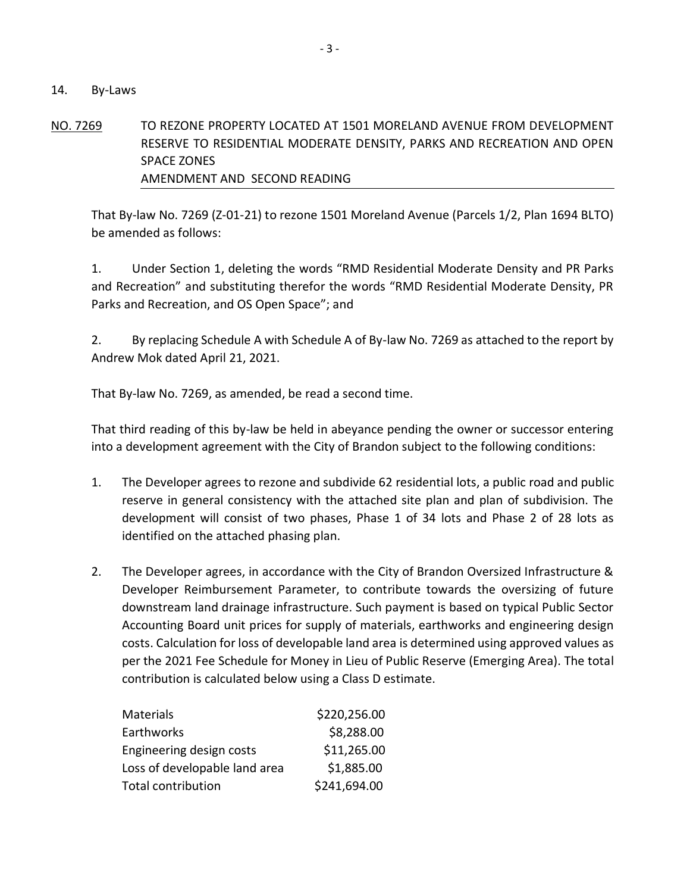## 14. By-Laws

NO. 7269 TO REZONE PROPERTY LOCATED AT 1501 MORELAND AVENUE FROM DEVELOPMENT RESERVE TO RESIDENTIAL MODERATE DENSITY, PARKS AND RECREATION AND OPEN SPACE ZONES
AMENDMENT AND SECOND READING

That By-law No. 7269 (Z-01-21) to rezone 1501 Moreland Avenue (Parcels 1/2, Plan 1694 BLTO) be amended as follows:

1. Under Section 1, deleting the words "RMD Residential Moderate Density and PR Parks and Recreation" and substituting therefor the words "RMD Residential Moderate Density, PR Parks and Recreation, and OS Open Space"; and

2. By replacing Schedule A with Schedule A of By-law No. 7269 as attached to the report by Andrew Mok dated April 21, 2021.

That By-law No. 7269, as amended, be read a second time.

That third reading of this by-law be held in abeyance pending the owner or successor entering into a development agreement with the City of Brandon subject to the following conditions:

1. The Developer agrees to rezone and subdivide 62 residential lots, a public road and public reserve in general consistency with the attached site plan and plan of subdivision. The development will consist of two phases, Phase 1 of 34 lots and Phase 2 of 28 lots as identified on the attached phasing plan.

2. The Developer agrees, in accordance with the City of Brandon Oversized Infrastructure & Developer Reimbursement Parameter, to contribute towards the oversizing of future downstream land drainage infrastructure. Such payment is based on typical Public Sector Accounting Board unit prices for supply of materials, earthworks and engineering design costs. Calculation for loss of developable land area is determined using approved values as per the 2021 Fee Schedule for Money in Lieu of Public Reserve (Emerging Area). The total contribution is calculated below using a Class D estimate.

| | |
|---|---|
| Materials | $220,256.00 |
| Earthworks | $8,288.00 |
| Engineering design costs | $11,265.00 |
| Loss of developable land area | $1,885.00 |
| Total contribution | $241,694.00 |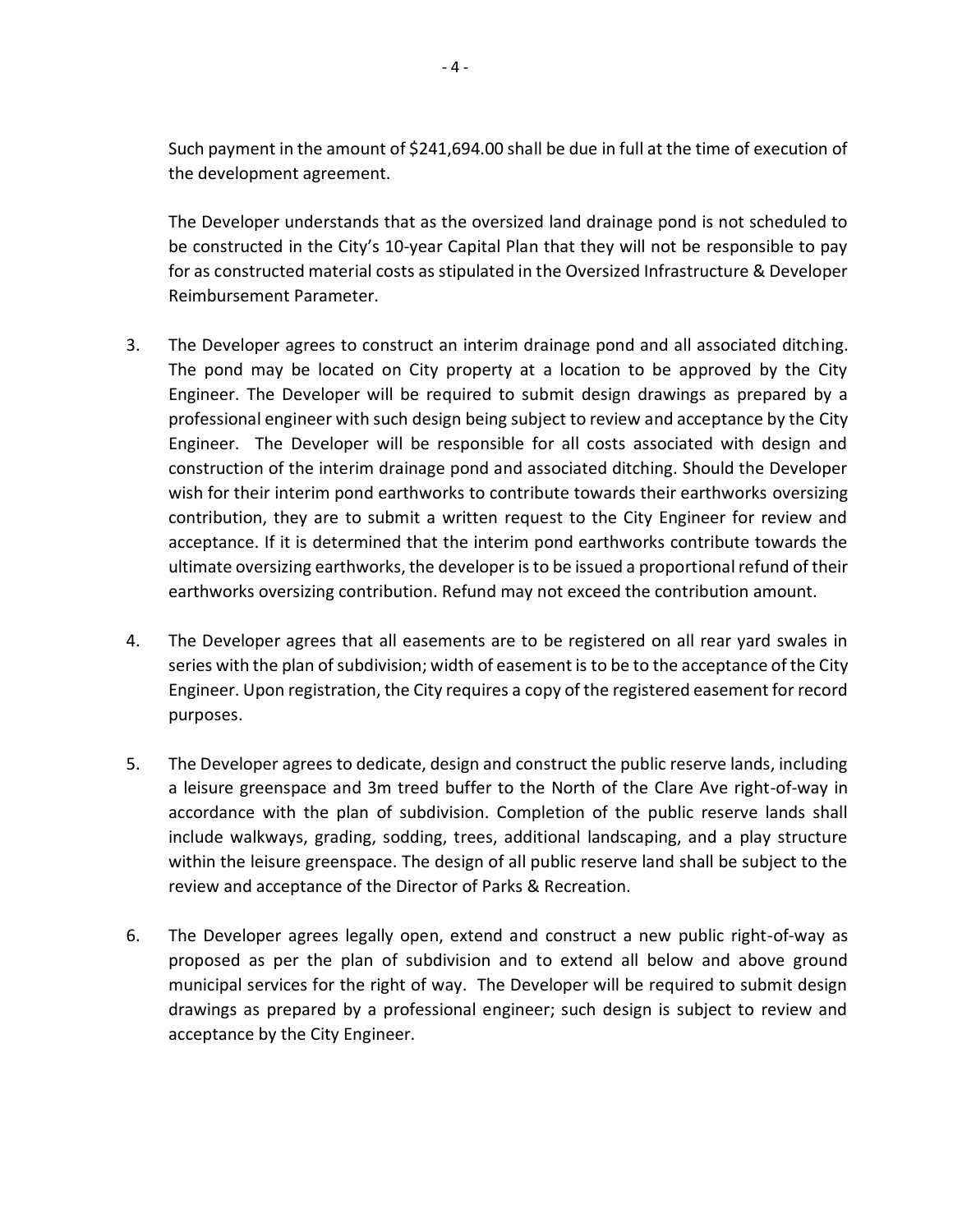Such payment in the amount of $241,694.00 shall be due in full at the time of execution of the development agreement.

The Developer understands that as the oversized land drainage pond is not scheduled to be constructed in the City's 10-year Capital Plan that they will not be responsible to pay for as constructed material costs as stipulated in the Oversized Infrastructure & Developer Reimbursement Parameter.

3. The Developer agrees to construct an interim drainage pond and all associated ditching. The pond may be located on City property at a location to be approved by the City Engineer. The Developer will be required to submit design drawings as prepared by a professional engineer with such design being subject to review and acceptance by the City Engineer. The Developer will be responsible for all costs associated with design and construction of the interim drainage pond and associated ditching. Should the Developer wish for their interim pond earthworks to contribute towards their earthworks oversizing contribution, they are to submit a written request to the City Engineer for review and acceptance. If it is determined that the interim pond earthworks contribute towards the ultimate oversizing earthworks, the developer is to be issued a proportional refund of their earthworks oversizing contribution. Refund may not exceed the contribution amount.

4. The Developer agrees that all easements are to be registered on all rear yard swales in series with the plan of subdivision; width of easement is to be to the acceptance of the City Engineer. Upon registration, the City requires a copy of the registered easement for record purposes.

5. The Developer agrees to dedicate, design and construct the public reserve lands, including a leisure greenspace and 3m treed buffer to the North of the Clare Ave right-of-way in accordance with the plan of subdivision. Completion of the public reserve lands shall include walkways, grading, sodding, trees, additional landscaping, and a play structure within the leisure greenspace. The design of all public reserve land shall be subject to the review and acceptance of the Director of Parks & Recreation.

6. The Developer agrees legally open, extend and construct a new public right-of-way as proposed as per the plan of subdivision and to extend all below and above ground municipal services for the right of way. The Developer will be required to submit design drawings as prepared by a professional engineer; such design is subject to review and acceptance by the City Engineer.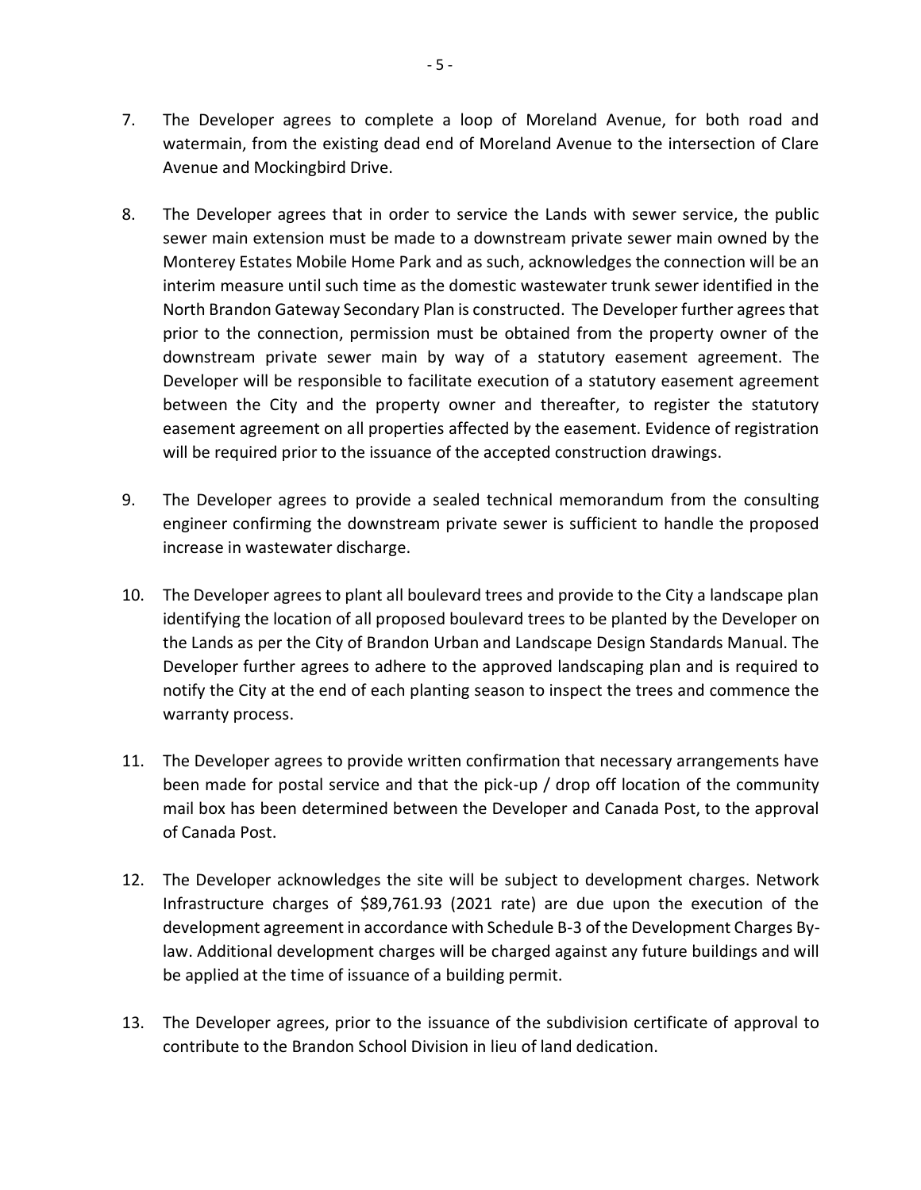7. The Developer agrees to complete a loop of Moreland Avenue, for both road and watermain, from the existing dead end of Moreland Avenue to the intersection of Clare Avenue and Mockingbird Drive.

8. The Developer agrees that in order to service the Lands with sewer service, the public sewer main extension must be made to a downstream private sewer main owned by the Monterey Estates Mobile Home Park and as such, acknowledges the connection will be an interim measure until such time as the domestic wastewater trunk sewer identified in the North Brandon Gateway Secondary Plan is constructed. The Developer further agrees that prior to the connection, permission must be obtained from the property owner of the downstream private sewer main by way of a statutory easement agreement. The Developer will be responsible to facilitate execution of a statutory easement agreement between the City and the property owner and thereafter, to register the statutory easement agreement on all properties affected by the easement. Evidence of registration will be required prior to the issuance of the accepted construction drawings.

9. The Developer agrees to provide a sealed technical memorandum from the consulting engineer confirming the downstream private sewer is sufficient to handle the proposed increase in wastewater discharge.

10. The Developer agrees to plant all boulevard trees and provide to the City a landscape plan identifying the location of all proposed boulevard trees to be planted by the Developer on the Lands as per the City of Brandon Urban and Landscape Design Standards Manual. The Developer further agrees to adhere to the approved landscaping plan and is required to notify the City at the end of each planting season to inspect the trees and commence the warranty process.

11. The Developer agrees to provide written confirmation that necessary arrangements have been made for postal service and that the pick-up / drop off location of the community mail box has been determined between the Developer and Canada Post, to the approval of Canada Post.

12. The Developer acknowledges the site will be subject to development charges. Network Infrastructure charges of $89,761.93 (2021 rate) are due upon the execution of the development agreement in accordance with Schedule B-3 of the Development Charges By-law. Additional development charges will be charged against any future buildings and will be applied at the time of issuance of a building permit.

13. The Developer agrees, prior to the issuance of the subdivision certificate of approval to contribute to the Brandon School Division in lieu of land dedication.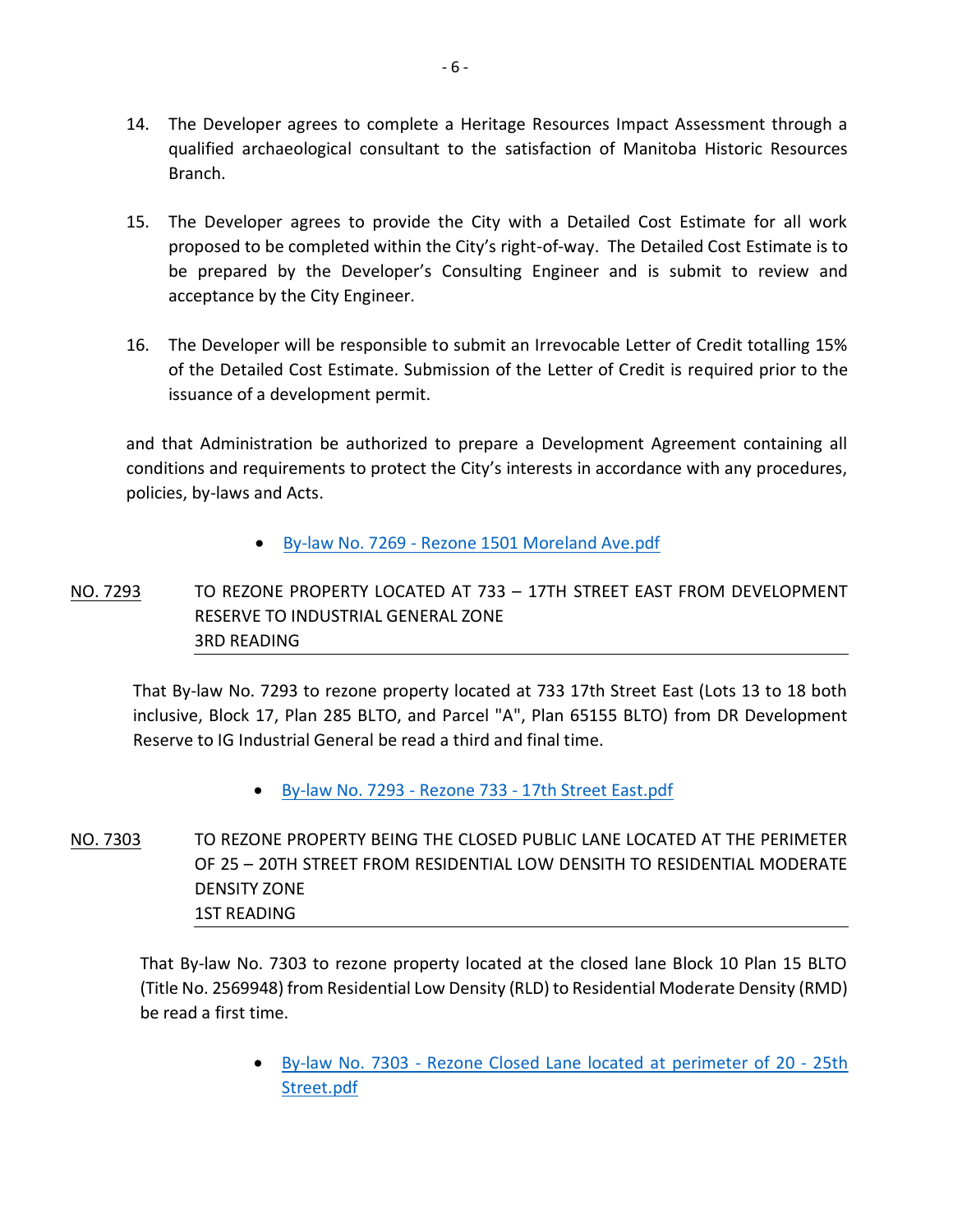14. The Developer agrees to complete a Heritage Resources Impact Assessment through a qualified archaeological consultant to the satisfaction of Manitoba Historic Resources Branch.

15. The Developer agrees to provide the City with a Detailed Cost Estimate for all work proposed to be completed within the City's right-of-way. The Detailed Cost Estimate is to be prepared by the Developer's Consulting Engineer and is submit to review and acceptance by the City Engineer.

16. The Developer will be responsible to submit an Irrevocable Letter of Credit totalling 15% of the Detailed Cost Estimate. Submission of the Letter of Credit is required prior to the issuance of a development permit.

and that Administration be authorized to prepare a Development Agreement containing all conditions and requirements to protect the City's interests in accordance with any procedures, policies, by-laws and Acts.

- By-law No. 7269 - Rezone 1501 Moreland Ave.pdf

NO. 7293 TO REZONE PROPERTY LOCATED AT 733 – 17TH STREET EAST FROM DEVELOPMENT RESERVE TO INDUSTRIAL GENERAL ZONE
3RD READING

That By-law No. 7293 to rezone property located at 733 17th Street East (Lots 13 to 18 both inclusive, Block 17, Plan 285 BLTO, and Parcel "A", Plan 65155 BLTO) from DR Development Reserve to IG Industrial General be read a third and final time.

- By-law No. 7293 - Rezone 733 - 17th Street East.pdf

NO. 7303 TO REZONE PROPERTY BEING THE CLOSED PUBLIC LANE LOCATED AT THE PERIMETER OF 25 – 20TH STREET FROM RESIDENTIAL LOW DENSITH TO RESIDENTIAL MODERATE DENSITY ZONE
1ST READING

That By-law No. 7303 to rezone property located at the closed lane Block 10 Plan 15 BLTO (Title No. 2569948) from Residential Low Density (RLD) to Residential Moderate Density (RMD) be read a first time.

- By-law No. 7303 - Rezone Closed Lane located at perimeter of 20 - 25th Street.pdf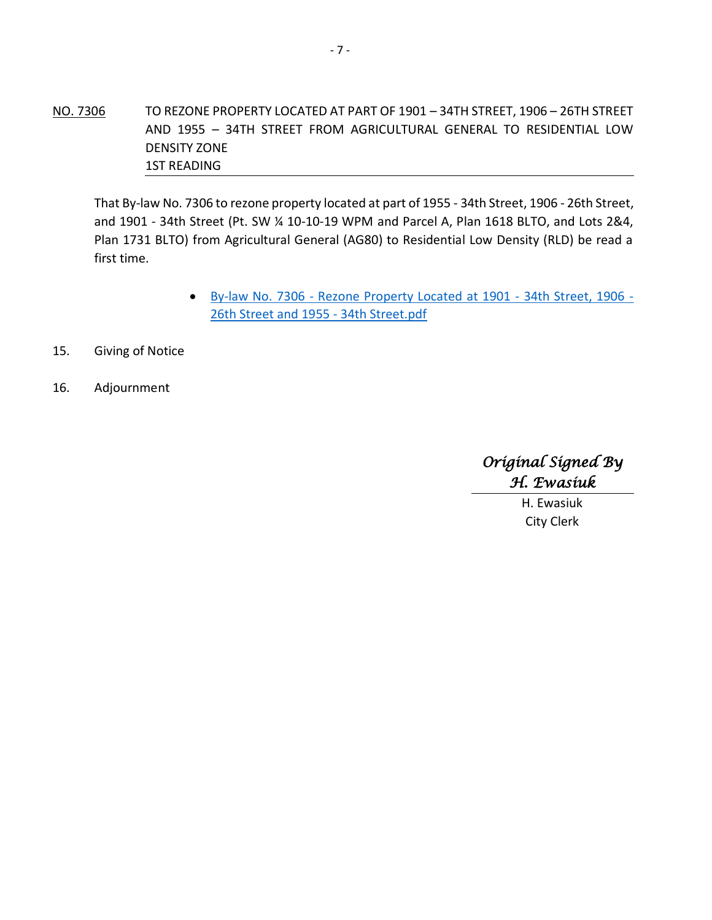NO. 7306 TO REZONE PROPERTY LOCATED AT PART OF 1901 – 34TH STREET, 1906 – 26TH STREET AND 1955 – 34TH STREET FROM AGRICULTURAL GENERAL TO RESIDENTIAL LOW DENSITY ZONE
1ST READING

That By-law No. 7306 to rezone property located at part of 1955 - 34th Street, 1906 - 26th Street, and 1901 - 34th Street (Pt. SW ¼ 10-10-19 WPM and Parcel A, Plan 1618 BLTO, and Lots 2&4, Plan 1731 BLTO) from Agricultural General (AG80) to Residential Low Density (RLD) be read a first time.

- By-law No. 7306 - Rezone Property Located at 1901 - 34th Street, 1906 - 26th Street and 1955 - 34th Street.pdf

15. Giving of Notice

16. Adjournment

*Original Signed By H. Ewasiuk*

H. Ewasiuk
City Clerk